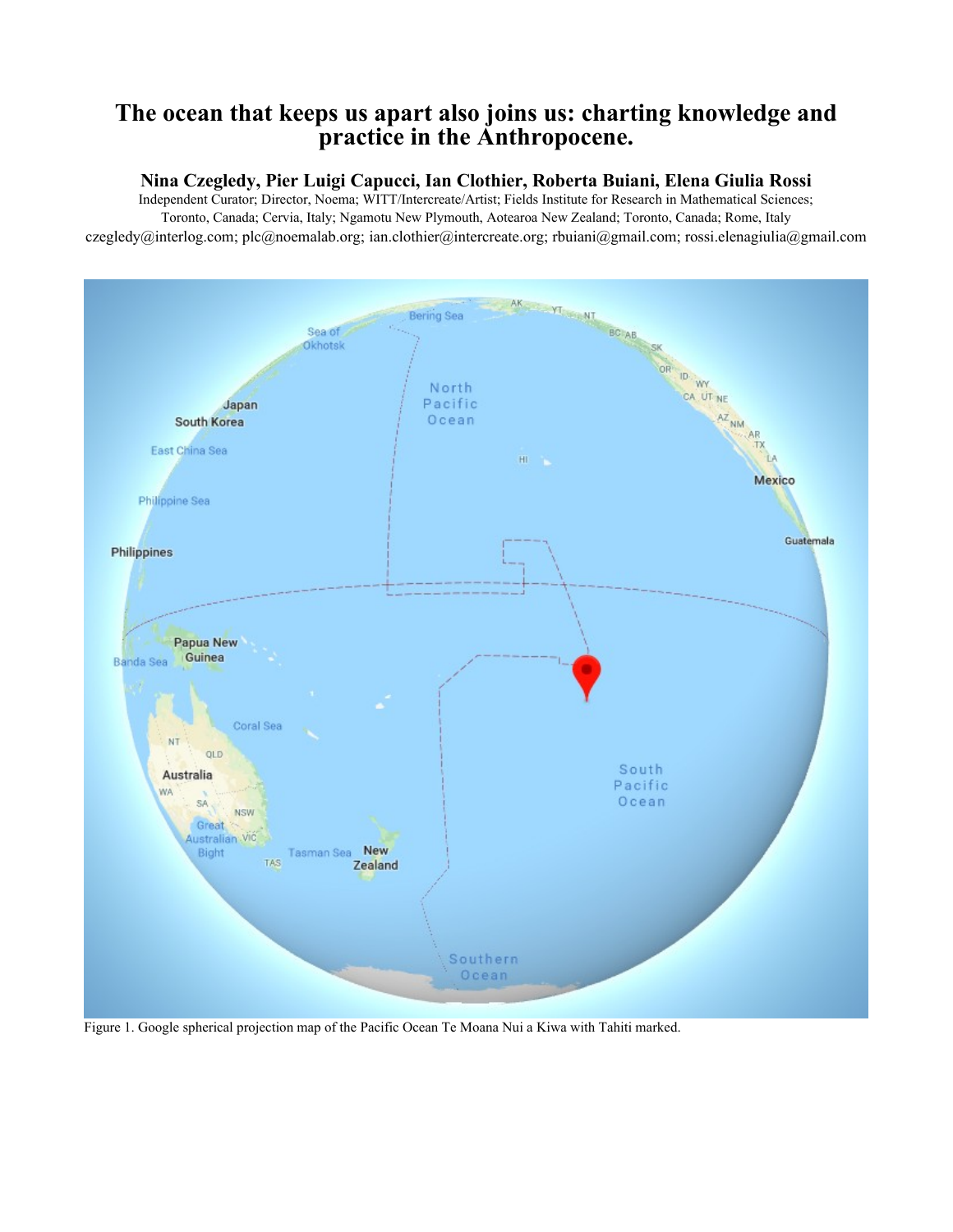# The ocean that keeps us apart also joins us: charting knowledge and practice in the Anthropocene.

**Nina Czegledy, Pier Luigi Capucci, Ian Clothier, Roberta Buiani, Elena Giulia Rossi**

Independent Curator; Director, Noema; WITT/Intercreate/Artist; Fields Institute for Research in Mathematical Sciences; Toronto, Canada; Cervia, Italy; Ngamotu New Plymouth, Aotearoa New Zealand; Toronto, Canada; Rome, Italy

czegledy@interlog.com; plc@noemalab.org; ian.clothier@intercreate.org; rbuiani@gmail.com; rossi.elenagiulia@gmail.com

Figure 1. Google spherical projection map of the Pacific Ocean Te Moana Nui a Kiwa with Tahiti marked.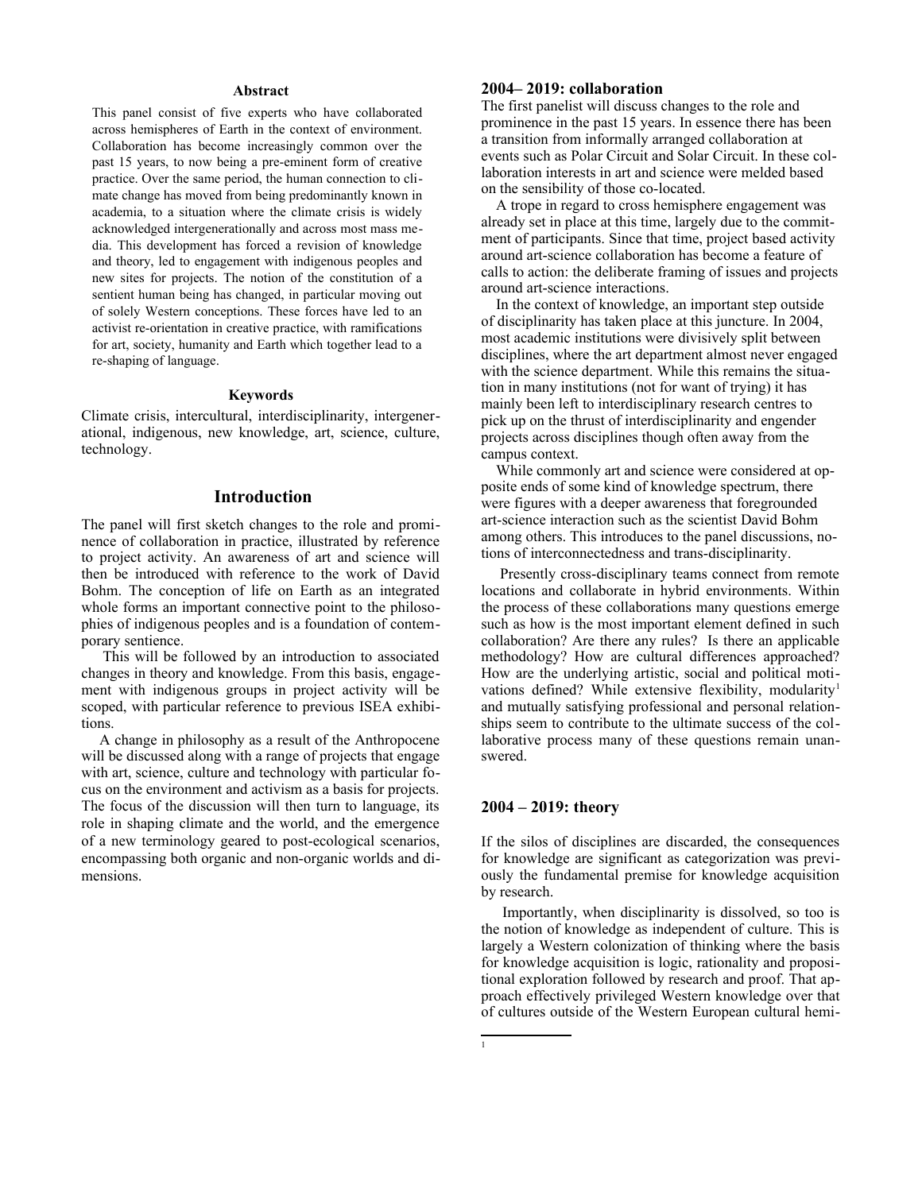### Abstract

This panel consist of five experts who have collaborated across hemispheres of Earth in the context of environment. Collaboration has become increasingly common over the past 15 years, to now being a pre-eminent form of creative practice. Over the same period, the human connection to climate change has moved from being predominantly known in academia, to a situation where the climate crisis is widely acknowledged intergenerationally and across most mass media. This development has forced a revision of knowledge and theory, led to engagement with indigenous peoples and new sites for projects. The notion of the constitution of a sentient human being has changed, in particular moving out of solely Western conceptions. These forces have led to an activist re-orientation in creative practice, with ramifications for art, society, humanity and Earth which together lead to a re-shaping of language.

### Keywords

Climate crisis, intercultural, interdisciplinarity, intergenerational, indigenous, new knowledge, art, science, culture, technology.

## Introduction

The panel will first sketch changes to the role and prominence of collaboration in practice, illustrated by reference to project activity. An awareness of art and science will then be introduced with reference to the work of David Bohm. The conception of life on Earth as an integrated whole forms an important connective point to the philosophies of indigenous peoples and is a foundation of contemporary sentience.

This will be followed by an introduction to associated changes in theory and knowledge. From this basis, engagement with indigenous groups in project activity will be scoped, with particular reference to previous ISEA exhibitions.

A change in philosophy as a result of the Anthropocene will be discussed along with a range of projects that engage with art, science, culture and technology with particular focus on the environment and activism as a basis for projects. The focus of the discussion will then turn to language, its role in shaping climate and the world, and the emergence of a new terminology geared to post-ecological scenarios, encompassing both organic and non-organic worlds and dimensions.

### 2004– 2019: collaboration

The first panelist will discuss changes to the role and prominence in the past 15 years. In essence there has been a transition from informally arranged collaboration at events such as Polar Circuit and Solar Circuit. In these collaboration interests in art and science were melded based on the sensibility of those co-located.

A trope in regard to cross hemisphere engagement was already set in place at this time, largely due to the commitment of participants. Since that time, project based activity around art-science collaboration has become a feature of calls to action: the deliberate framing of issues and projects around art-science interactions.

In the context of knowledge, an important step outside of disciplinarity has taken place at this juncture. In 2004, most academic institutions were divisively split between disciplines, where the art department almost never engaged with the science department. While this remains the situation in many institutions (not for want of trying) it has mainly been left to interdisciplinary research centres to pick up on the thrust of interdisciplinarity and engender projects across disciplines though often away from the campus context.

While commonly art and science were considered at opposite ends of some kind of knowledge spectrum, there were figures with a deeper awareness that foregrounded art-science interaction such as the scientist David Bohm among others. This introduces to the panel discussions, notions of interconnectedness and trans-disciplinarity.

Presently cross-disciplinary teams connect from remote locations and collaborate in hybrid environments. Within the process of these collaborations many questions emerge such as how is the most important element defined in such collaboration? Are there any rules? Is there an applicable methodology? How are cultural differences approached? How are the underlying artistic, social and political motivations defined? While extensive flexibility, modularity[1] and mutually satisfying professional and personal relationships seem to contribute to the ultimate success of the collaborative process many of these questions remain unanswered.

### 2004 – 2019: theory

If the silos of disciplines are discarded, the consequences for knowledge are significant as categorization was previously the fundamental premise for knowledge acquisition by research.

Importantly, when disciplinarity is dissolved, so too is the notion of knowledge as independent of culture. This is largely a Western colonization of thinking where the basis for knowledge acquisition is logic, rationality and propositional exploration followed by research and proof. That approach effectively privileged Western knowledge over that of cultures outside of the Western European cultural hemi-

---

[1]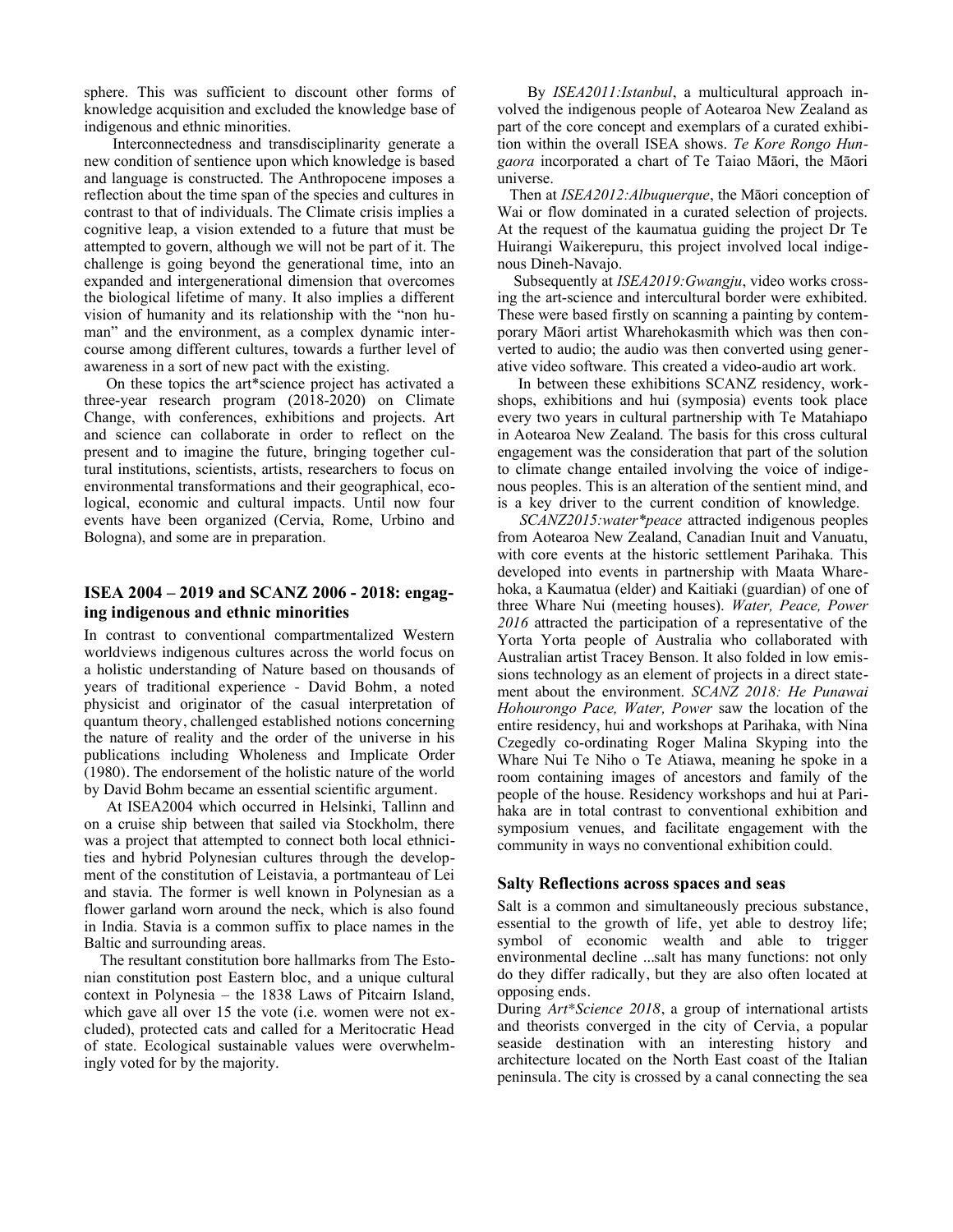sphere. This was sufficient to discount other forms of knowledge acquisition and excluded the knowledge base of indigenous and ethnic minorities.

Interconnectedness and transdisciplinarity generate a new condition of sentience upon which knowledge is based and language is constructed. The Anthropocene imposes a reflection about the time span of the species and cultures in contrast to that of individuals. The Climate crisis implies a cognitive leap, a vision extended to a future that must be attempted to govern, although we will not be part of it. The challenge is going beyond the generational time, into an expanded and intergenerational dimension that overcomes the biological lifetime of many. It also implies a different vision of humanity and its relationship with the "non human" and the environment, as a complex dynamic intercourse among different cultures, towards a further level of awareness in a sort of new pact with the existing.

On these topics the art*science project has activated a three-year research program (2018-2020) on Climate Change, with conferences, exhibitions and projects. Art and science can collaborate in order to reflect on the present and to imagine the future, bringing together cultural institutions, scientists, artists, researchers to focus on environmental transformations and their geographical, ecological, economic and cultural impacts. Until now four events have been organized (Cervia, Rome, Urbino and Bologna), and some are in preparation.

## ISEA 2004 – 2019 and SCANZ 2006 - 2018: engaging indigenous and ethnic minorities

In contrast to conventional compartmentalized Western worldviews indigenous cultures across the world focus on a holistic understanding of Nature based on thousands of years of traditional experience - David Bohm, a noted physicist and originator of the casual interpretation of quantum theory, challenged established notions concerning the nature of reality and the order of the universe in his publications including Wholeness and Implicate Order (1980). The endorsement of the holistic nature of the world by David Bohm became an essential scientific argument.

At ISEA2004 which occurred in Helsinki, Tallinn and on a cruise ship between that sailed via Stockholm, there was a project that attempted to connect both local ethnicities and hybrid Polynesian cultures through the development of the constitution of Leistavia, a portmanteau of Lei and stavia. The former is well known in Polynesian as a flower garland worn around the neck, which is also found in India. Stavia is a common suffix to place names in the Baltic and surrounding areas.

The resultant constitution bore hallmarks from The Estonian constitution post Eastern bloc, and a unique cultural context in Polynesia – the 1838 Laws of Pitcairn Island, which gave all over 15 the vote (i.e. women were not excluded), protected cats and called for a Meritocratic Head of state. Ecological sustainable values were overwhelmingly voted for by the majority.

By *ISEA2011:Istanbul*, a multicultural approach involved the indigenous people of Aotearoa New Zealand as part of the core concept and exemplars of a curated exhibition within the overall ISEA shows. *Te Kore Rongo Hungaora* incorporated a chart of Te Taiao Māori, the Māori universe.

Then at *ISEA2012:Albuquerque*, the Māori conception of Wai or flow dominated in a curated selection of projects. At the request of the kaumatua guiding the project Dr Te Huirangi Waikerepuru, this project involved local indigenous Dineh-Navajo.

Subsequently at *ISEA2019:Gwangju*, video works crossing the art-science and intercultural border were exhibited. These were based firstly on scanning a painting by contemporary Māori artist Wharehokasmith which was then converted to audio; the audio was then converted using generative video software. This created a video-audio art work.

In between these exhibitions SCANZ residency, workshops, exhibitions and hui (symposia) events took place every two years in cultural partnership with Te Matahiapo in Aotearoa New Zealand. The basis for this cross cultural engagement was the consideration that part of the solution to climate change entailed involving the voice of indigenous peoples. This is an alteration of the sentient mind, and is a key driver to the current condition of knowledge.

*SCANZ2015:water*peace* attracted indigenous peoples from Aotearoa New Zealand, Canadian Inuit and Vanuatu, with core events at the historic settlement Parihaka. This developed into events in partnership with Maata Wharehoka, a Kaumatua (elder) and Kaitiaki (guardian) of one of three Whare Nui (meeting houses). *Water, Peace, Power 2016* attracted the participation of a representative of the Yorta Yorta people of Australia who collaborated with Australian artist Tracey Benson. It also folded in low emissions technology as an element of projects in a direct statement about the environment. *SCANZ 2018: He Punawai Hohourongo Pace, Water, Power* saw the location of the entire residency, hui and workshops at Parihaka, with Nina Czegedly co-ordinating Roger Malina Skyping into the Whare Nui Te Niho o Te Atiawa, meaning he spoke in a room containing images of ancestors and family of the people of the house. Residency workshops and hui at Parihaka are in total contrast to conventional exhibition and symposium venues, and facilitate engagement with the community in ways no conventional exhibition could.

## Salty Reflections across spaces and seas

Salt is a common and simultaneously precious substance, essential to the growth of life, yet able to destroy life; symbol of economic wealth and able to trigger environmental decline ...salt has many functions: not only do they differ radically, but they are also often located at opposing ends.

During *Art*Science 2018*, a group of international artists and theorists converged in the city of Cervia, a popular seaside destination with an interesting history and architecture located on the North East coast of the Italian peninsula. The city is crossed by a canal connecting the sea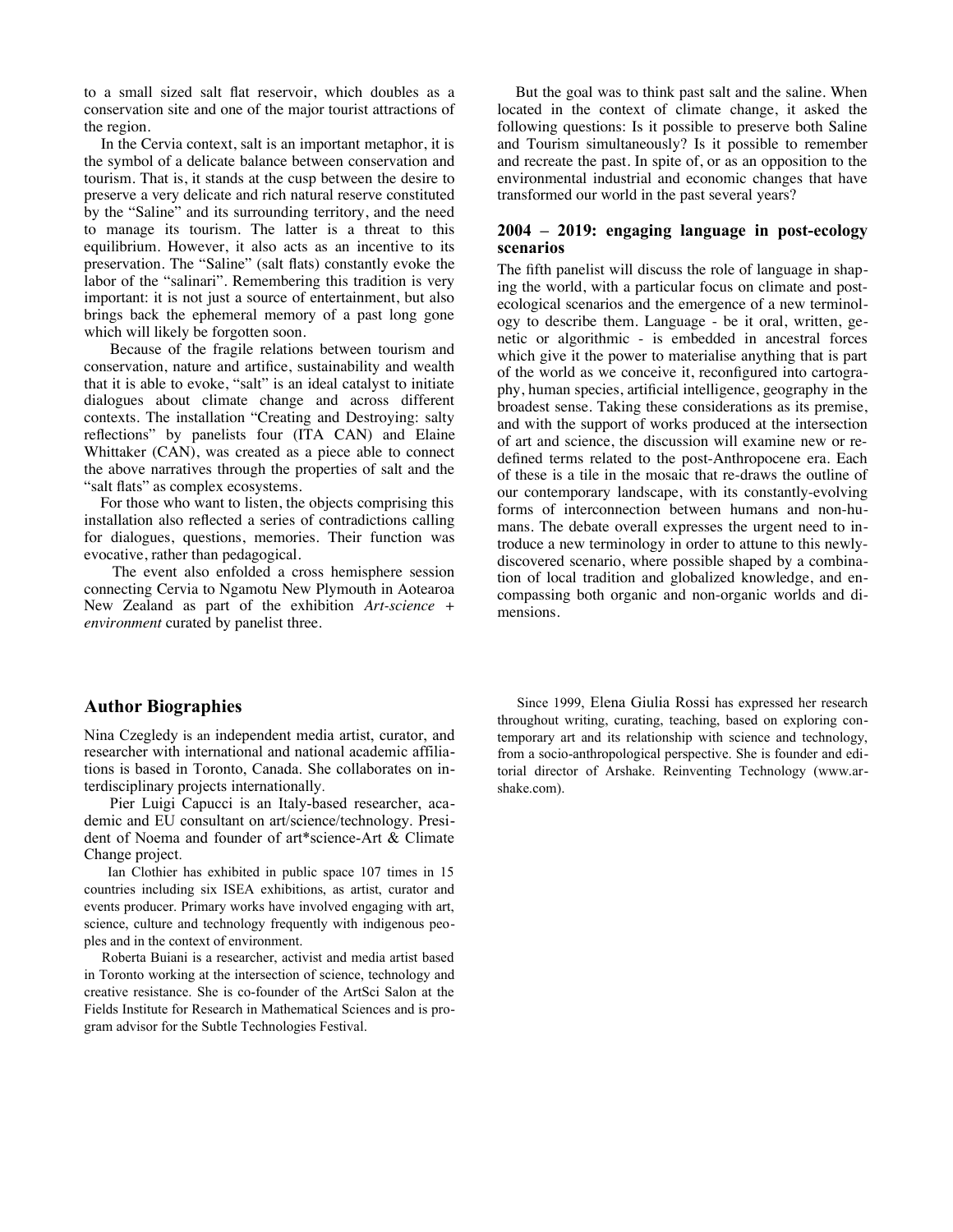to a small sized salt flat reservoir, which doubles as a conservation site and one of the major tourist attractions of the region.

In the Cervia context, salt is an important metaphor, it is the symbol of a delicate balance between conservation and tourism. That is, it stands at the cusp between the desire to preserve a very delicate and rich natural reserve constituted by the "Saline" and its surrounding territory, and the need to manage its tourism. The latter is a threat to this equilibrium. However, it also acts as an incentive to its preservation. The "Saline" (salt flats) constantly evoke the labor of the "salinari". Remembering this tradition is very important: it is not just a source of entertainment, but also brings back the ephemeral memory of a past long gone which will likely be forgotten soon.

Because of the fragile relations between tourism and conservation, nature and artifice, sustainability and wealth that it is able to evoke, "salt" is an ideal catalyst to initiate dialogues about climate change and across different contexts. The installation "Creating and Destroying: salty reflections" by panelists four (ITA CAN) and Elaine Whittaker (CAN), was created as a piece able to connect the above narratives through the properties of salt and the "salt flats" as complex ecosystems.

For those who want to listen, the objects comprising this installation also reflected a series of contradictions calling for dialogues, questions, memories. Their function was evocative, rather than pedagogical.

The event also enfolded a cross hemisphere session connecting Cervia to Ngamotu New Plymouth in Aotearoa New Zealand as part of the exhibition *Art-science + environment* curated by panelist three.

But the goal was to think past salt and the saline. When located in the context of climate change, it asked the following questions: Is it possible to preserve both Saline and Tourism simultaneously? Is it possible to remember and recreate the past. In spite of, or as an opposition to the environmental industrial and economic changes that have transformed our world in the past several years?

### 2004 – 2019: engaging language in post-ecology scenarios

The fifth panelist will discuss the role of language in shaping the world, with a particular focus on climate and post-ecological scenarios and the emergence of a new terminology to describe them. Language - be it oral, written, genetic or algorithmic - is embedded in ancestral forces which give it the power to materialise anything that is part of the world as we conceive it, reconfigured into cartography, human species, artificial intelligence, geography in the broadest sense. Taking these considerations as its premise, and with the support of works produced at the intersection of art and science, the discussion will examine new or redefined terms related to the post-Anthropocene era. Each of these is a tile in the mosaic that re-draws the outline of our contemporary landscape, with its constantly-evolving forms of interconnection between humans and non-humans. The debate overall expresses the urgent need to introduce a new terminology in order to attune to this newly-discovered scenario, where possible shaped by a combination of local tradition and globalized knowledge, and encompassing both organic and non-organic worlds and dimensions.

## Author Biographies

Nina Czegledy is an independent media artist, curator, and researcher with international and national academic affiliations is based in Toronto, Canada. She collaborates on interdisciplinary projects internationally.

Pier Luigi Capucci is an Italy-based researcher, academic and EU consultant on art/science/technology. President of Noema and founder of art*science-Art & Climate Change project.

Ian Clothier has exhibited in public space 107 times in 15 countries including six ISEA exhibitions, as artist, curator and events producer. Primary works have involved engaging with art, science, culture and technology frequently with indigenous peoples and in the context of environment.

Roberta Buiani is a researcher, activist and media artist based in Toronto working at the intersection of science, technology and creative resistance. She is co-founder of the ArtSci Salon at the Fields Institute for Research in Mathematical Sciences and is program advisor for the Subtle Technologies Festival.

Since 1999, Elena Giulia Rossi has expressed her research throughout writing, curating, teaching, based on exploring contemporary art and its relationship with science and technology, from a socio-anthropological perspective. She is founder and editorial director of Arshake. Reinventing Technology (www.arshake.com).